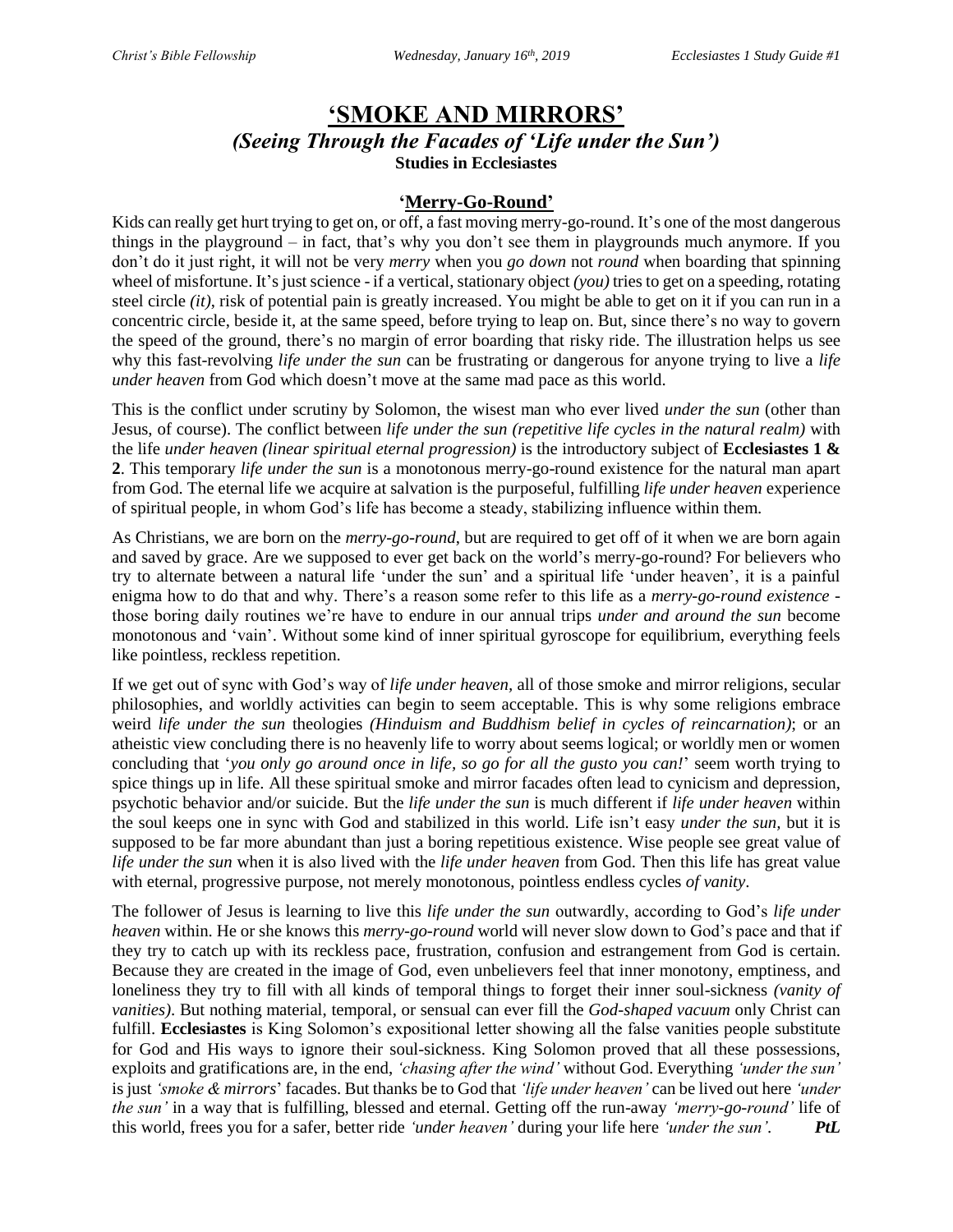# 'SMOKE AND MIRRORS'

## *(Seeing Through the Facades of 'Life under the Sun')*

**Studies in Ecclesiastes**

### 'Merry-Go-Round'

Kids can really get hurt trying to get on, or off, a fast moving merry-go-round. It's one of the most dangerous things in the playground – in fact, that's why you don't see them in playgrounds much anymore. If you don't do it just right, it will not be very *merry* when you *go down* not *round* when boarding that spinning wheel of misfortune. It's just science - if a vertical, stationary object *(you)* tries to get on a speeding, rotating steel circle *(it)*, risk of potential pain is greatly increased. You might be able to get on it if you can run in a concentric circle, beside it, at the same speed, before trying to leap on. But, since there's no way to govern the speed of the ground, there's no margin of error boarding that risky ride. The illustration helps us see why this fast-revolving *life under the sun* can be frustrating or dangerous for anyone trying to live a *life under heaven* from God which doesn't move at the same mad pace as this world.

This is the conflict under scrutiny by Solomon, the wisest man who ever lived *under the sun* (other than Jesus, of course). The conflict between *life under the sun (repetitive life cycles in the natural realm)* with the life *under heaven (linear spiritual eternal progression)* is the introductory subject of **Ecclesiastes 1 & 2**. This temporary *life under the sun* is a monotonous merry-go-round existence for the natural man apart from God. The eternal life we acquire at salvation is the purposeful, fulfilling *life under heaven* experience of spiritual people, in whom God's life has become a steady, stabilizing influence within them.

As Christians, we are born on the *merry-go-round*, but are required to get off of it when we are born again and saved by grace. Are we supposed to ever get back on the world's merry-go-round? For believers who try to alternate between a natural life 'under the sun' and a spiritual life 'under heaven', it is a painful enigma how to do that and why. There's a reason some refer to this life as a *merry-go-round existence* - those boring daily routines we're have to endure in our annual trips *under and around the sun* become monotonous and 'vain'. Without some kind of inner spiritual gyroscope for equilibrium, everything feels like pointless, reckless repetition.

If we get out of sync with God's way of *life under heaven*, all of those smoke and mirror religions, secular philosophies, and worldly activities can begin to seem acceptable. This is why some religions embrace weird *life under the sun* theologies *(Hinduism and Buddhism belief in cycles of reincarnation)*; or an atheistic view concluding there is no heavenly life to worry about seems logical; or worldly men or women concluding that '*you only go around once in life, so go for all the gusto you can!*' seem worth trying to spice things up in life. All these spiritual smoke and mirror facades often lead to cynicism and depression, psychotic behavior and/or suicide. But the *life under the sun* is much different if *life under heaven* within the soul keeps one in sync with God and stabilized in this world. Life isn't easy *under the sun*, but it is supposed to be far more abundant than just a boring repetitious existence. Wise people see great value of *life under the sun* when it is also lived with the *life under heaven* from God. Then this life has great value with eternal, progressive purpose, not merely monotonous, pointless endless cycles *of vanity*.

The follower of Jesus is learning to live this *life under the sun* outwardly, according to God's *life under heaven* within. He or she knows this *merry-go-round* world will never slow down to God's pace and that if they try to catch up with its reckless pace, frustration, confusion and estrangement from God is certain. Because they are created in the image of God, even unbelievers feel that inner monotony, emptiness, and loneliness they try to fill with all kinds of temporal things to forget their inner soul-sickness *(vanity of vanities)*. But nothing material, temporal, or sensual can ever fill the *God-shaped vacuum* only Christ can fulfill. **Ecclesiastes** is King Solomon's expositional letter showing all the false vanities people substitute for God and His ways to ignore their soul-sickness. King Solomon proved that all these possessions, exploits and gratifications are, in the end, *'chasing after the wind'* without God. Everything *'under the sun'* is just *'smoke & mirrors*' facades. But thanks be to God that *'life under heaven'* can be lived out here *'under the sun'* in a way that is fulfilling, blessed and eternal. Getting off the run-away *'merry-go-round'* life of this world, frees you for a safer, better ride *'under heaven'* during your life here *'under the sun'*. ***PtL***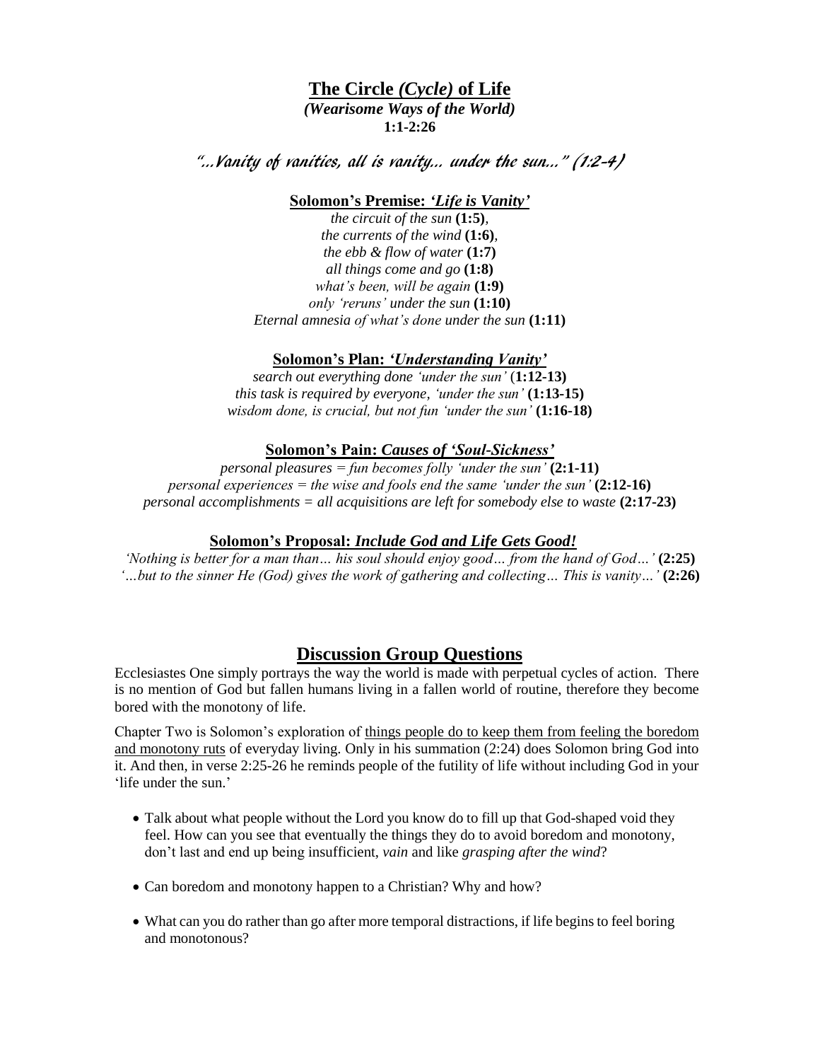# The Circle *(Cycle)* of Life

***(Wearisome Ways of the World)***

**1:1-2:26**

*"...Vanity of vanities, all is vanity... under the sun..." (1:2-4)*

### Solomon's Premise: *'Life is Vanity'*

*the circuit of the sun* **(1:5)**,
*the currents of the wind* **(1:6)**,
*the ebb & flow of water* **(1:7)**
*all things come and go* **(1:8)**
*what's been, will be again* **(1:9)**
*only 'reruns' under the sun* **(1:10)**
*Eternal amnesia of what's done under the sun* **(1:11)**

### Solomon's Plan: *'Understanding Vanity'*

*search out everything done 'under the sun'* (**1:12-13)**
*this task is required by everyone, 'under the sun'* **(1:13-15)**
*wisdom done, is crucial, but not fun 'under the sun'* **(1:16-18)**

### Solomon's Pain: *Causes of 'Soul-Sickness'*

*personal pleasures = fun becomes folly 'under the sun'* **(2:1-11)**
*personal experiences = the wise and fools end the same 'under the sun'* **(2:12-16)**
*personal accomplishments = all acquisitions are left for somebody else to waste* **(2:17-23)**

### Solomon's Proposal: *Include God and Life Gets Good!*

*'Nothing is better for a man than… his soul should enjoy good… from the hand of God…'* **(2:25)**
*'…but to the sinner He (God) gives the work of gathering and collecting… This is vanity…'* **(2:26)**

## Discussion Group Questions

Ecclesiastes One simply portrays the way the world is made with perpetual cycles of action. There is no mention of God but fallen humans living in a fallen world of routine, therefore they become bored with the monotony of life.

Chapter Two is Solomon's exploration of <u>things people do to keep them from feeling the boredom and monotony ruts</u> of everyday living. Only in his summation (2:24) does Solomon bring God into it. And then, in verse 2:25-26 he reminds people of the futility of life without including God in your 'life under the sun.'

- Talk about what people without the Lord you know do to fill up that God-shaped void they feel. How can you see that eventually the things they do to avoid boredom and monotony, don't last and end up being insufficient, *vain* and like *grasping after the wind*?
- Can boredom and monotony happen to a Christian? Why and how?
- What can you do rather than go after more temporal distractions, if life begins to feel boring and monotonous?